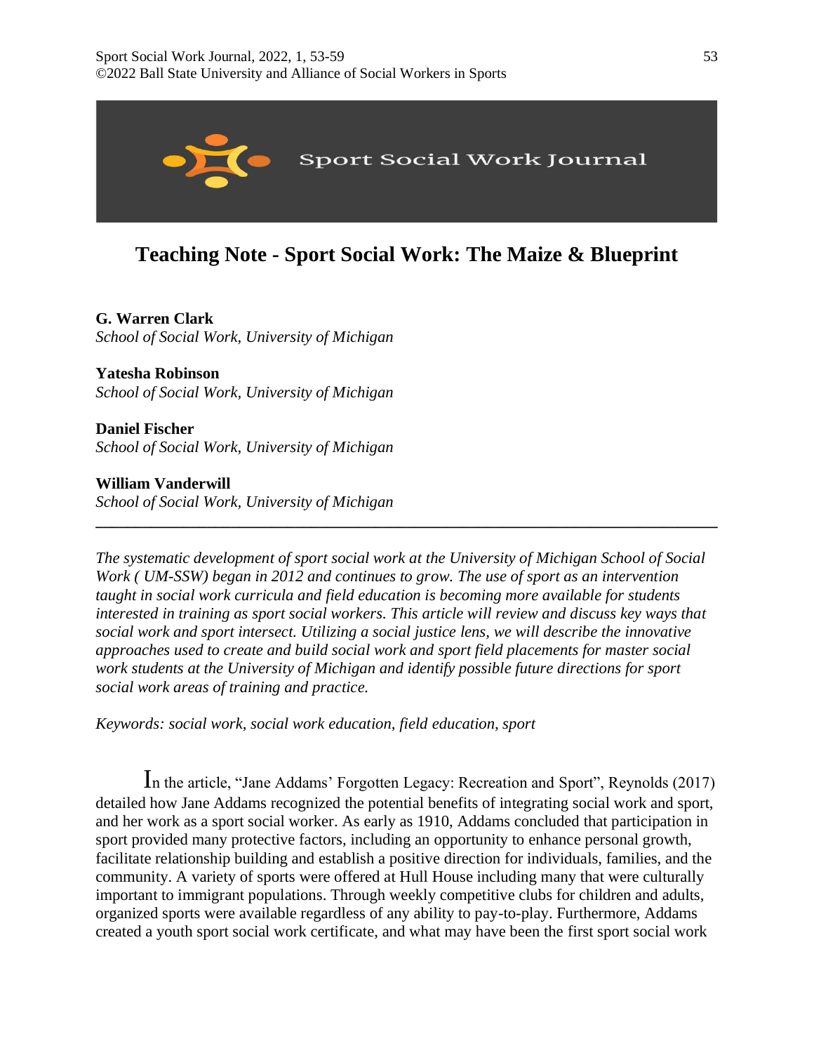# Teaching Note - Sport Social Work: The Maize & Blueprint

**G. Warren Clark**
*School of Social Work, University of Michigan*

**Yatesha Robinson**
*School of Social Work, University of Michigan*

**Daniel Fischer**
*School of Social Work, University of Michigan*

**William Vanderwill**
*School of Social Work, University of Michigan*

---

*The systematic development of sport social work at the University of Michigan School of Social Work ( UM-SSW) began in 2012 and continues to grow. The use of sport as an intervention taught in social work curricula and field education is becoming more available for students interested in training as sport social workers. This article will review and discuss key ways that social work and sport intersect. Utilizing a social justice lens, we will describe the innovative approaches used to create and build social work and sport field placements for master social work students at the University of Michigan and identify possible future directions for sport social work areas of training and practice.*

*Keywords: social work, social work education, field education, sport*

In the article, "Jane Addams' Forgotten Legacy: Recreation and Sport", Reynolds (2017) detailed how Jane Addams recognized the potential benefits of integrating social work and sport, and her work as a sport social worker. As early as 1910, Addams concluded that participation in sport provided many protective factors, including an opportunity to enhance personal growth, facilitate relationship building and establish a positive direction for individuals, families, and the community. A variety of sports were offered at Hull House including many that were culturally important to immigrant populations. Through weekly competitive clubs for children and adults, organized sports were available regardless of any ability to pay-to-play. Furthermore, Addams created a youth sport social work certificate, and what may have been the first sport social work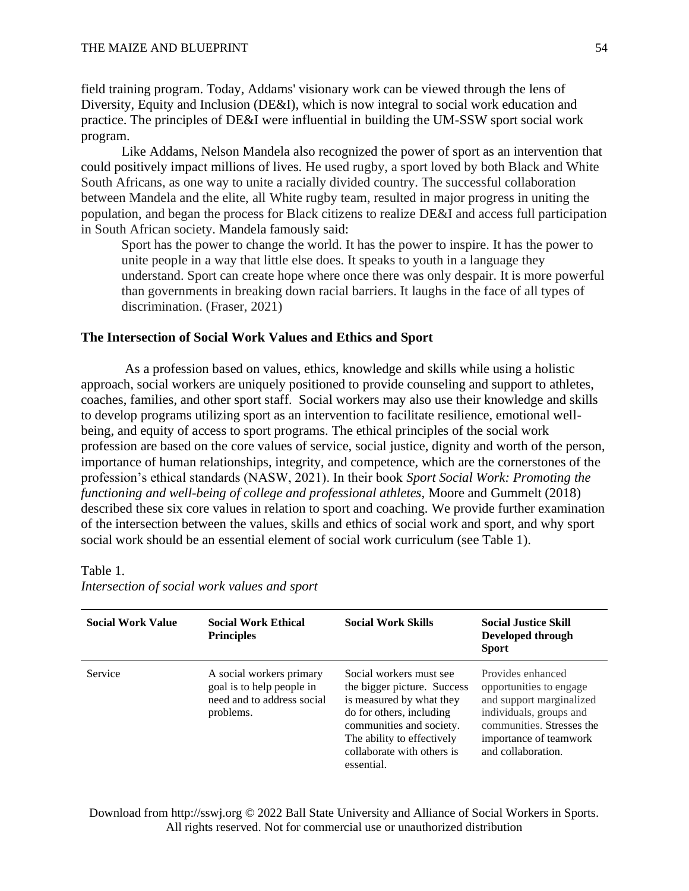field training program. Today, Addams' visionary work can be viewed through the lens of Diversity, Equity and Inclusion (DE&I), which is now integral to social work education and practice. The principles of DE&I were influential in building the UM-SSW sport social work program.

Like Addams, Nelson Mandela also recognized the power of sport as an intervention that could positively impact millions of lives. He used rugby, a sport loved by both Black and White South Africans, as one way to unite a racially divided country. The successful collaboration between Mandela and the elite, all White rugby team, resulted in major progress in uniting the population, and began the process for Black citizens to realize DE&I and access full participation in South African society. Mandela famously said:

> Sport has the power to change the world. It has the power to inspire. It has the power to unite people in a way that little else does. It speaks to youth in a language they understand. Sport can create hope where once there was only despair. It is more powerful than governments in breaking down racial barriers. It laughs in the face of all types of discrimination. (Fraser, 2021)

### The Intersection of Social Work Values and Ethics and Sport

As a profession based on values, ethics, knowledge and skills while using a holistic approach, social workers are uniquely positioned to provide counseling and support to athletes, coaches, families, and other sport staff. Social workers may also use their knowledge and skills to develop programs utilizing sport as an intervention to facilitate resilience, emotional well-being, and equity of access to sport programs. The ethical principles of the social work profession are based on the core values of service, social justice, dignity and worth of the person, importance of human relationships, integrity, and competence, which are the cornerstones of the profession's ethical standards (NASW, 2021). In their book *Sport Social Work: Promoting the functioning and well-being of college and professional athletes,* Moore and Gummelt (2018) described these six core values in relation to sport and coaching. We provide further examination of the intersection between the values, skills and ethics of social work and sport, and why sport social work should be an essential element of social work curriculum (see Table 1).

Table 1.
*Intersection of social work values and sport*

| Social Work Value | Social Work Ethical Principles | Social Work Skills | Social Justice Skill Developed through Sport |
|---|---|---|---|
| Service | A social workers primary goal is to help people in need and to address social problems. | Social workers must see the bigger picture. Success is measured by what they do for others, including communities and society. The ability to effectively collaborate with others is essential. | Provides enhanced opportunities to engage and support marginalized individuals, groups and communities. Stresses the importance of teamwork and collaboration. |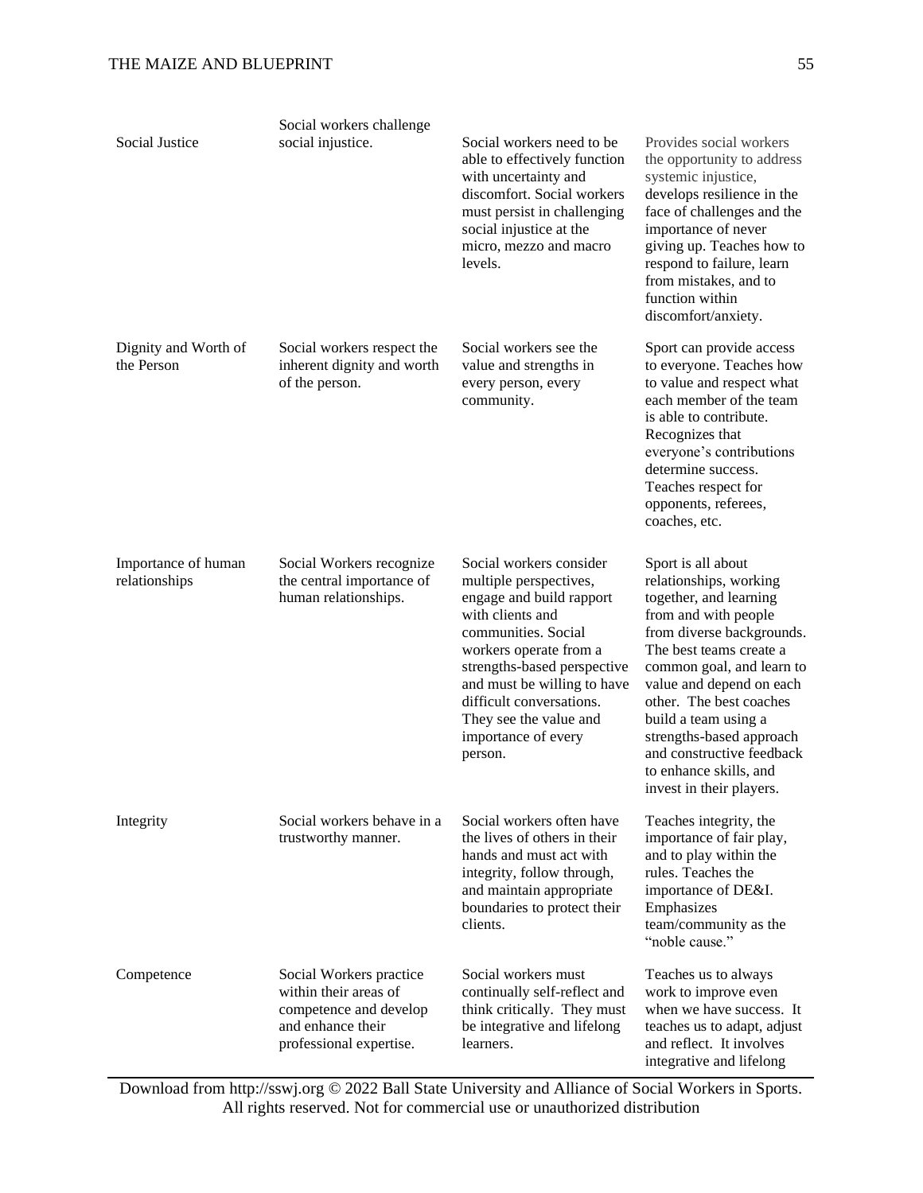| | | | |
|---|---|---|---|
| Social Justice | Social workers challenge social injustice. | Social workers need to be able to effectively function with uncertainty and discomfort. Social workers must persist in challenging social injustice at the micro, mezzo and macro levels. | Provides social workers the opportunity to address systemic injustice, develops resilience in the face of challenges and the importance of never giving up. Teaches how to respond to failure, learn from mistakes, and to function within discomfort/anxiety. |
| Dignity and Worth of the Person | Social workers respect the inherent dignity and worth of the person. | Social workers see the value and strengths in every person, every community. | Sport can provide access to everyone. Teaches how to value and respect what each member of the team is able to contribute. Recognizes that everyone's contributions determine success. Teaches respect for opponents, referees, coaches, etc. |
| Importance of human relationships | Social Workers recognize the central importance of human relationships. | Social workers consider multiple perspectives, engage and build rapport with clients and communities. Social workers operate from a strengths-based perspective and must be willing to have difficult conversations. They see the value and importance of every person. | Sport is all about relationships, working together, and learning from and with people from diverse backgrounds. The best teams create a common goal, and learn to value and depend on each other. The best coaches build a team using a strengths-based approach and constructive feedback to enhance skills, and invest in their players. |
| Integrity | Social workers behave in a trustworthy manner. | Social workers often have the lives of others in their hands and must act with integrity, follow through, and maintain appropriate boundaries to protect their clients. | Teaches integrity, the importance of fair play, and to play within the rules. Teaches the importance of DE&I. Emphasizes team/community as the "noble cause." |
| Competence | Social Workers practice within their areas of competence and develop and enhance their professional expertise. | Social workers must continually self-reflect and think critically. They must be integrative and lifelong learners. | Teaches us to always work to improve even when we have success. It teaches us to adapt, adjust and reflect. It involves integrative and lifelong |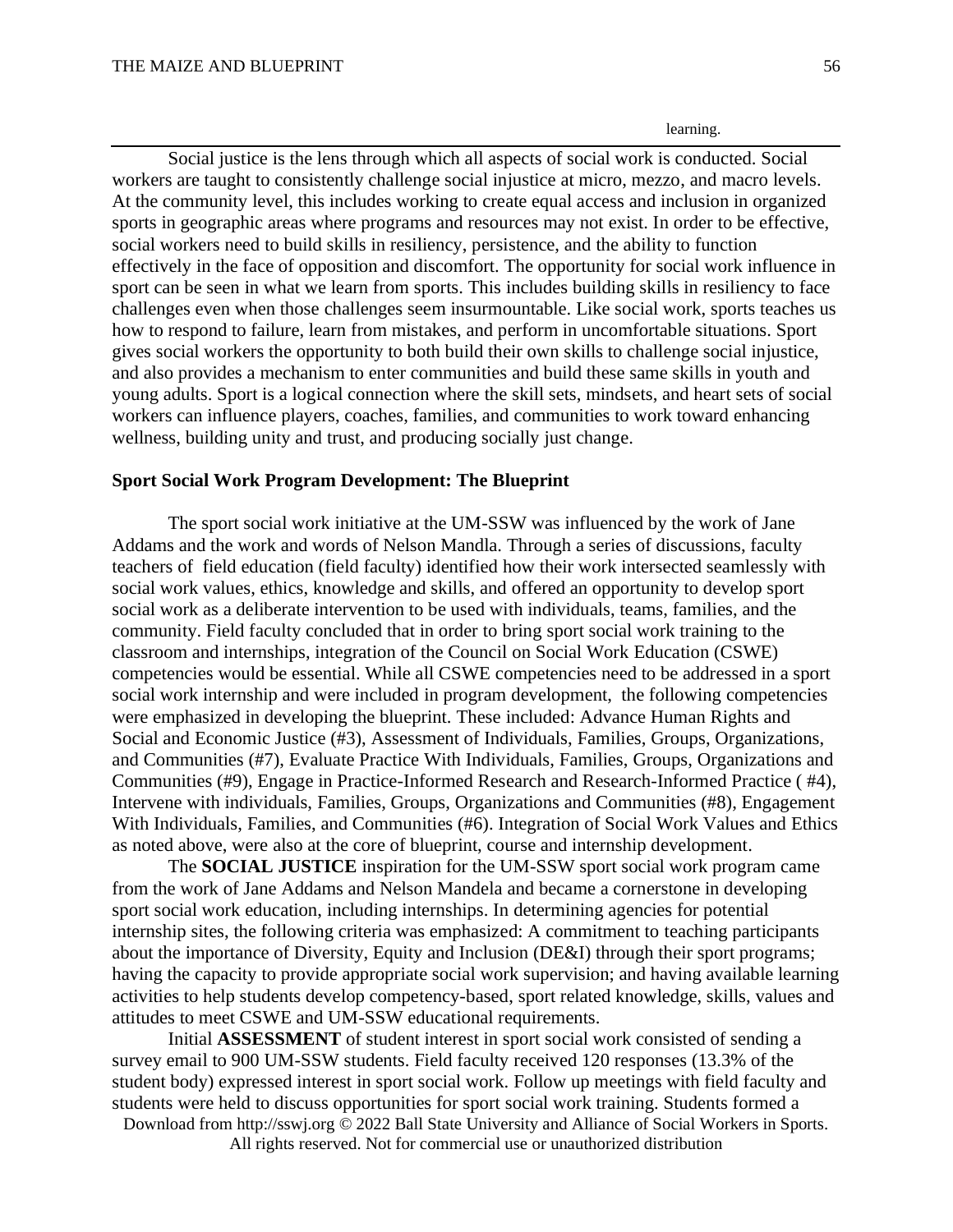learning.

Social justice is the lens through which all aspects of social work is conducted. Social workers are taught to consistently challenge social injustice at micro, mezzo, and macro levels. At the community level, this includes working to create equal access and inclusion in organized sports in geographic areas where programs and resources may not exist. In order to be effective, social workers need to build skills in resiliency, persistence, and the ability to function effectively in the face of opposition and discomfort. The opportunity for social work influence in sport can be seen in what we learn from sports. This includes building skills in resiliency to face challenges even when those challenges seem insurmountable. Like social work, sports teaches us how to respond to failure, learn from mistakes, and perform in uncomfortable situations. Sport gives social workers the opportunity to both build their own skills to challenge social injustice, and also provides a mechanism to enter communities and build these same skills in youth and young adults. Sport is a logical connection where the skill sets, mindsets, and heart sets of social workers can influence players, coaches, families, and communities to work toward enhancing wellness, building unity and trust, and producing socially just change.

**Sport Social Work Program Development: The Blueprint**

The sport social work initiative at the UM-SSW was influenced by the work of Jane Addams and the work and words of Nelson Mandla. Through a series of discussions, faculty teachers of field education (field faculty) identified how their work intersected seamlessly with social work values, ethics, knowledge and skills, and offered an opportunity to develop sport social work as a deliberate intervention to be used with individuals, teams, families, and the community. Field faculty concluded that in order to bring sport social work training to the classroom and internships, integration of the Council on Social Work Education (CSWE) competencies would be essential. While all CSWE competencies need to be addressed in a sport social work internship and were included in program development, the following competencies were emphasized in developing the blueprint. These included: Advance Human Rights and Social and Economic Justice (#3), Assessment of Individuals, Families, Groups, Organizations, and Communities (#7), Evaluate Practice With Individuals, Families, Groups, Organizations and Communities (#9), Engage in Practice-Informed Research and Research-Informed Practice ( #4), Intervene with individuals, Families, Groups, Organizations and Communities (#8), Engagement With Individuals, Families, and Communities (#6). Integration of Social Work Values and Ethics as noted above, were also at the core of blueprint, course and internship development.

The **SOCIAL JUSTICE** inspiration for the UM-SSW sport social work program came from the work of Jane Addams and Nelson Mandela and became a cornerstone in developing sport social work education, including internships. In determining agencies for potential internship sites, the following criteria was emphasized: A commitment to teaching participants about the importance of Diversity, Equity and Inclusion (DE&I) through their sport programs; having the capacity to provide appropriate social work supervision; and having available learning activities to help students develop competency-based, sport related knowledge, skills, values and attitudes to meet CSWE and UM-SSW educational requirements.

Initial **ASSESSMENT** of student interest in sport social work consisted of sending a survey email to 900 UM-SSW students. Field faculty received 120 responses (13.3% of the student body) expressed interest in sport social work. Follow up meetings with field faculty and students were held to discuss opportunities for sport social work training. Students formed a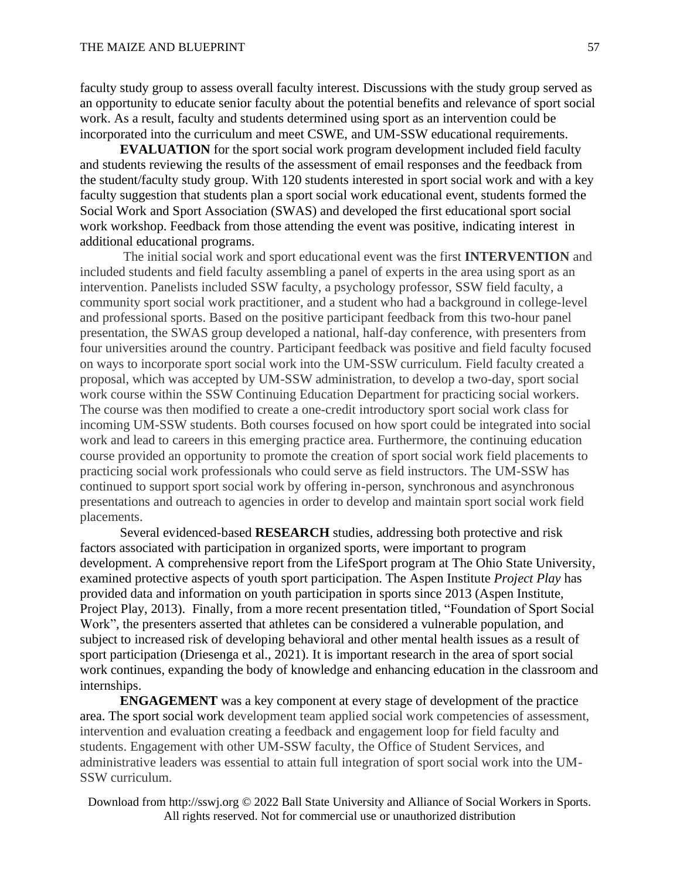faculty study group to assess overall faculty interest. Discussions with the study group served as an opportunity to educate senior faculty about the potential benefits and relevance of sport social work. As a result, faculty and students determined using sport as an intervention could be incorporated into the curriculum and meet CSWE, and UM-SSW educational requirements.

**EVALUATION** for the sport social work program development included field faculty and students reviewing the results of the assessment of email responses and the feedback from the student/faculty study group. With 120 students interested in sport social work and with a key faculty suggestion that students plan a sport social work educational event, students formed the Social Work and Sport Association (SWAS) and developed the first educational sport social work workshop. Feedback from those attending the event was positive, indicating interest in additional educational programs.

The initial social work and sport educational event was the first **INTERVENTION** and included students and field faculty assembling a panel of experts in the area using sport as an intervention. Panelists included SSW faculty, a psychology professor, SSW field faculty, a community sport social work practitioner, and a student who had a background in college-level and professional sports. Based on the positive participant feedback from this two-hour panel presentation, the SWAS group developed a national, half-day conference, with presenters from four universities around the country. Participant feedback was positive and field faculty focused on ways to incorporate sport social work into the UM-SSW curriculum. Field faculty created a proposal, which was accepted by UM-SSW administration, to develop a two-day, sport social work course within the SSW Continuing Education Department for practicing social workers. The course was then modified to create a one-credit introductory sport social work class for incoming UM-SSW students. Both courses focused on how sport could be integrated into social work and lead to careers in this emerging practice area. Furthermore, the continuing education course provided an opportunity to promote the creation of sport social work field placements to practicing social work professionals who could serve as field instructors. The UM-SSW has continued to support sport social work by offering in-person, synchronous and asynchronous presentations and outreach to agencies in order to develop and maintain sport social work field placements.

Several evidenced-based **RESEARCH** studies, addressing both protective and risk factors associated with participation in organized sports, were important to program development. A comprehensive report from the LifeSport program at The Ohio State University, examined protective aspects of youth sport participation. The Aspen Institute *Project Play* has provided data and information on youth participation in sports since 2013 (Aspen Institute, Project Play, 2013). Finally, from a more recent presentation titled, "Foundation of Sport Social Work", the presenters asserted that athletes can be considered a vulnerable population, and subject to increased risk of developing behavioral and other mental health issues as a result of sport participation (Driesenga et al., 2021). It is important research in the area of sport social work continues, expanding the body of knowledge and enhancing education in the classroom and internships.

**ENGAGEMENT** was a key component at every stage of development of the practice area. The sport social work development team applied social work competencies of assessment, intervention and evaluation creating a feedback and engagement loop for field faculty and students. Engagement with other UM-SSW faculty, the Office of Student Services, and administrative leaders was essential to attain full integration of sport social work into the UM-SSW curriculum.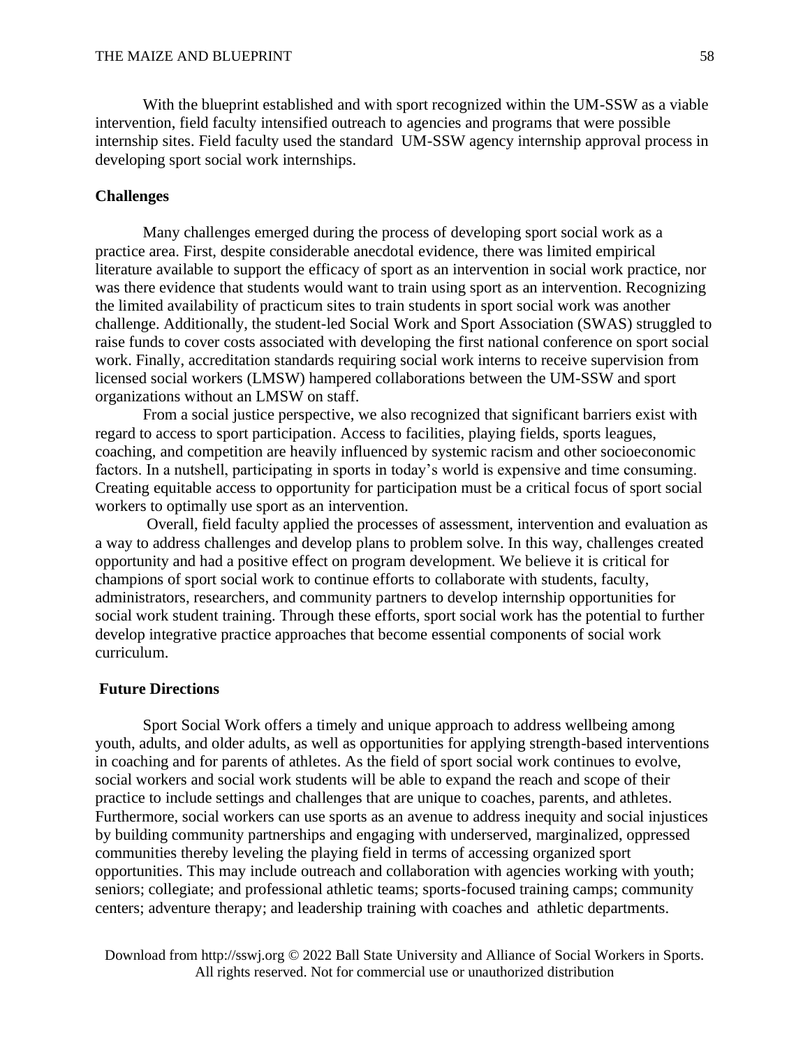With the blueprint established and with sport recognized within the UM-SSW as a viable intervention, field faculty intensified outreach to agencies and programs that were possible internship sites. Field faculty used the standard UM-SSW agency internship approval process in developing sport social work internships.

## Challenges

Many challenges emerged during the process of developing sport social work as a practice area. First, despite considerable anecdotal evidence, there was limited empirical literature available to support the efficacy of sport as an intervention in social work practice, nor was there evidence that students would want to train using sport as an intervention. Recognizing the limited availability of practicum sites to train students in sport social work was another challenge. Additionally, the student-led Social Work and Sport Association (SWAS) struggled to raise funds to cover costs associated with developing the first national conference on sport social work. Finally, accreditation standards requiring social work interns to receive supervision from licensed social workers (LMSW) hampered collaborations between the UM-SSW and sport organizations without an LMSW on staff.

From a social justice perspective, we also recognized that significant barriers exist with regard to access to sport participation. Access to facilities, playing fields, sports leagues, coaching, and competition are heavily influenced by systemic racism and other socioeconomic factors. In a nutshell, participating in sports in today's world is expensive and time consuming. Creating equitable access to opportunity for participation must be a critical focus of sport social workers to optimally use sport as an intervention.

Overall, field faculty applied the processes of assessment, intervention and evaluation as a way to address challenges and develop plans to problem solve. In this way, challenges created opportunity and had a positive effect on program development. We believe it is critical for champions of sport social work to continue efforts to collaborate with students, faculty, administrators, researchers, and community partners to develop internship opportunities for social work student training. Through these efforts, sport social work has the potential to further develop integrative practice approaches that become essential components of social work curriculum.

## Future Directions

Sport Social Work offers a timely and unique approach to address wellbeing among youth, adults, and older adults, as well as opportunities for applying strength-based interventions in coaching and for parents of athletes. As the field of sport social work continues to evolve, social workers and social work students will be able to expand the reach and scope of their practice to include settings and challenges that are unique to coaches, parents, and athletes. Furthermore, social workers can use sports as an avenue to address inequity and social injustices by building community partnerships and engaging with underserved, marginalized, oppressed communities thereby leveling the playing field in terms of accessing organized sport opportunities. This may include outreach and collaboration with agencies working with youth; seniors; collegiate; and professional athletic teams; sports-focused training camps; community centers; adventure therapy; and leadership training with coaches and athletic departments.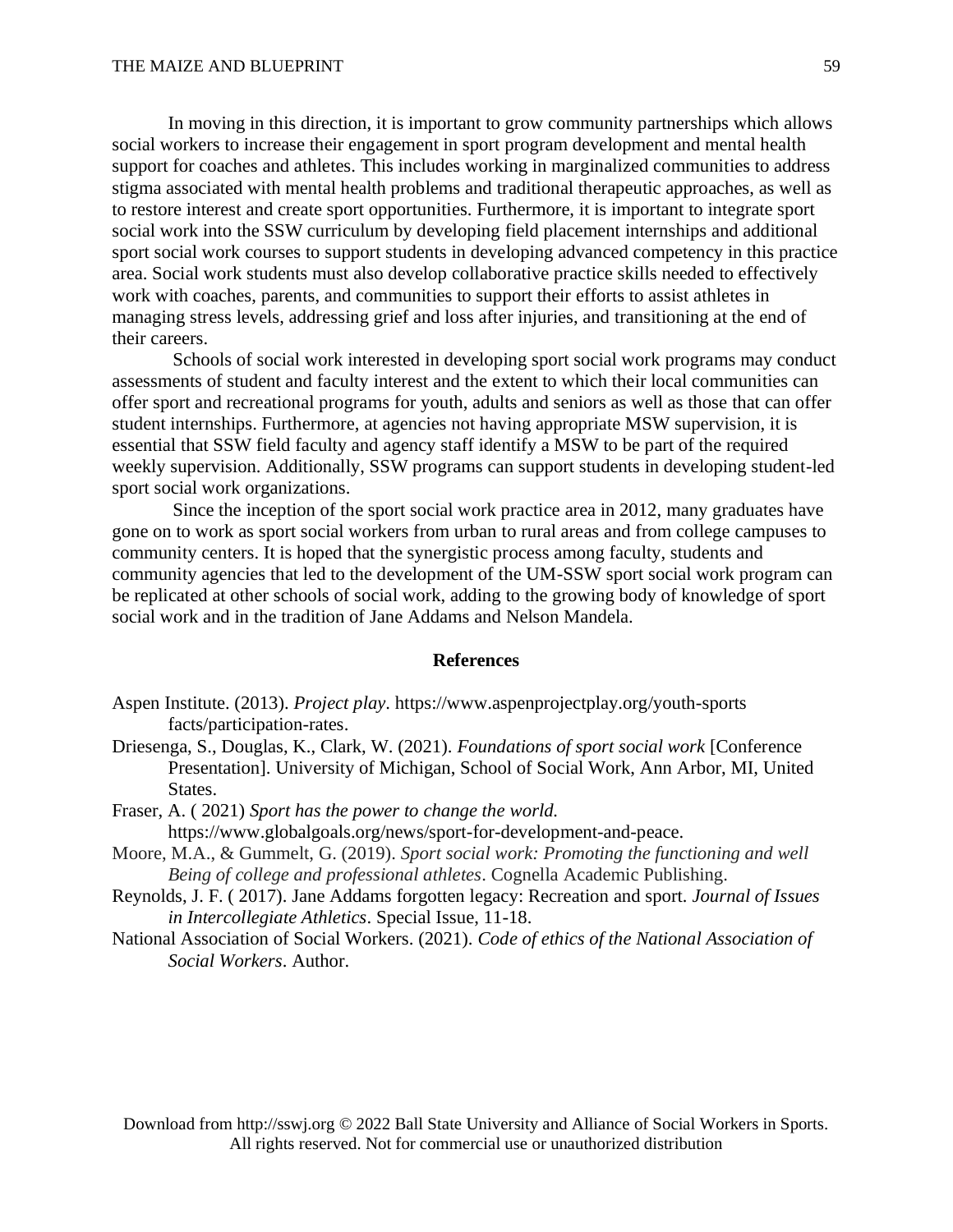In moving in this direction, it is important to grow community partnerships which allows social workers to increase their engagement in sport program development and mental health support for coaches and athletes. This includes working in marginalized communities to address stigma associated with mental health problems and traditional therapeutic approaches, as well as to restore interest and create sport opportunities. Furthermore, it is important to integrate sport social work into the SSW curriculum by developing field placement internships and additional sport social work courses to support students in developing advanced competency in this practice area. Social work students must also develop collaborative practice skills needed to effectively work with coaches, parents, and communities to support their efforts to assist athletes in managing stress levels, addressing grief and loss after injuries, and transitioning at the end of their careers.

Schools of social work interested in developing sport social work programs may conduct assessments of student and faculty interest and the extent to which their local communities can offer sport and recreational programs for youth, adults and seniors as well as those that can offer student internships. Furthermore, at agencies not having appropriate MSW supervision, it is essential that SSW field faculty and agency staff identify a MSW to be part of the required weekly supervision. Additionally, SSW programs can support students in developing student-led sport social work organizations.

Since the inception of the sport social work practice area in 2012, many graduates have gone on to work as sport social workers from urban to rural areas and from college campuses to community centers. It is hoped that the synergistic process among faculty, students and community agencies that led to the development of the UM-SSW sport social work program can be replicated at other schools of social work, adding to the growing body of knowledge of sport social work and in the tradition of Jane Addams and Nelson Mandela.

## References

Aspen Institute. (2013). *Project play*. https://www.aspenprojectplay.org/youth-sports facts/participation-rates.

Driesenga, S., Douglas, K., Clark, W. (2021). *Foundations of sport social work* [Conference Presentation]. University of Michigan, School of Social Work, Ann Arbor, MI, United States.

Fraser, A. ( 2021) *Sport has the power to change the world.* https://www.globalgoals.org/news/sport-for-development-and-peace.

Moore, M.A., & Gummelt, G. (2019). *Sport social work: Promoting the functioning and well Being of college and professional athletes*. Cognella Academic Publishing.

Reynolds, J. F. ( 2017). Jane Addams forgotten legacy: Recreation and sport. *Journal of Issues in Intercollegiate Athletics*. Special Issue, 11-18.

National Association of Social Workers. (2021). *Code of ethics of the National Association of Social Workers*. Author.